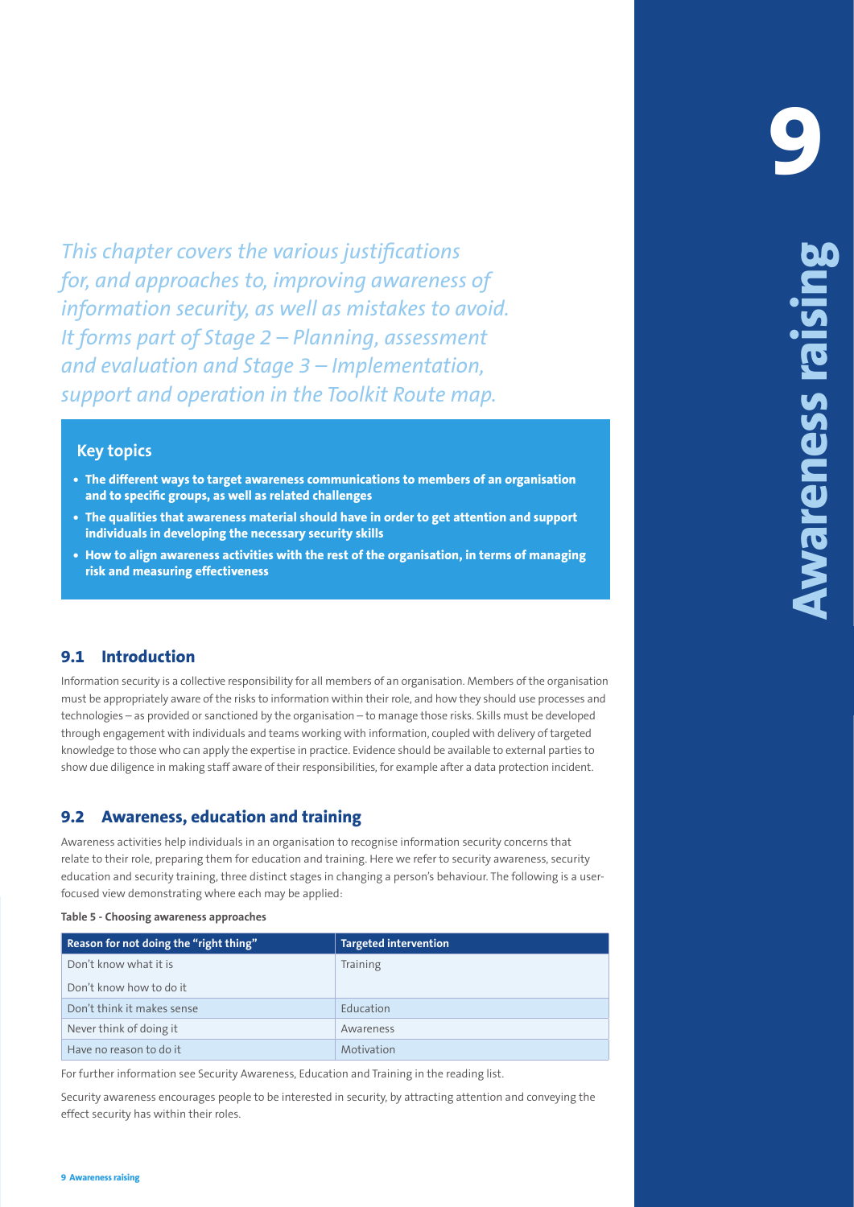# 9 Awareness raising

*This chapter covers the various justifications for, and approaches to, improving awareness of information security, as well as mistakes to avoid. It forms part of Stage 2 – Planning, assessment and evaluation and Stage 3 – Implementation, support and operation in the Toolkit Route map.*

### Key topics

- **The different ways to target awareness communications to members of an organisation and to specific groups, as well as related challenges**
- **The qualities that awareness material should have in order to get attention and support individuals in developing the necessary security skills**
- **How to align awareness activities with the rest of the organisation, in terms of managing risk and measuring effectiveness**

## 9.1 Introduction

Information security is a collective responsibility for all members of an organisation. Members of the organisation must be appropriately aware of the risks to information within their role, and how they should use processes and technologies – as provided or sanctioned by the organisation – to manage those risks. Skills must be developed through engagement with individuals and teams working with information, coupled with delivery of targeted knowledge to those who can apply the expertise in practice. Evidence should be available to external parties to show due diligence in making staff aware of their responsibilities, for example after a data protection incident.

## 9.2 Awareness, education and training

Awareness activities help individuals in an organisation to recognise information security concerns that relate to their role, preparing them for education and training. Here we refer to security awareness, security education and security training, three distinct stages in changing a person's behaviour. The following is a user-focused view demonstrating where each may be applied:

**Table 5 - Choosing awareness approaches**

| Reason for not doing the "right thing" | Targeted intervention |
|---|---|
| Don't know what it is<br>Don't know how to do it | Training |
| Don't think it makes sense | Education |
| Never think of doing it | Awareness |
| Have no reason to do it | Motivation |

For further information see Security Awareness, Education and Training in the reading list.

Security awareness encourages people to be interested in security, by attracting attention and conveying the effect security has within their roles.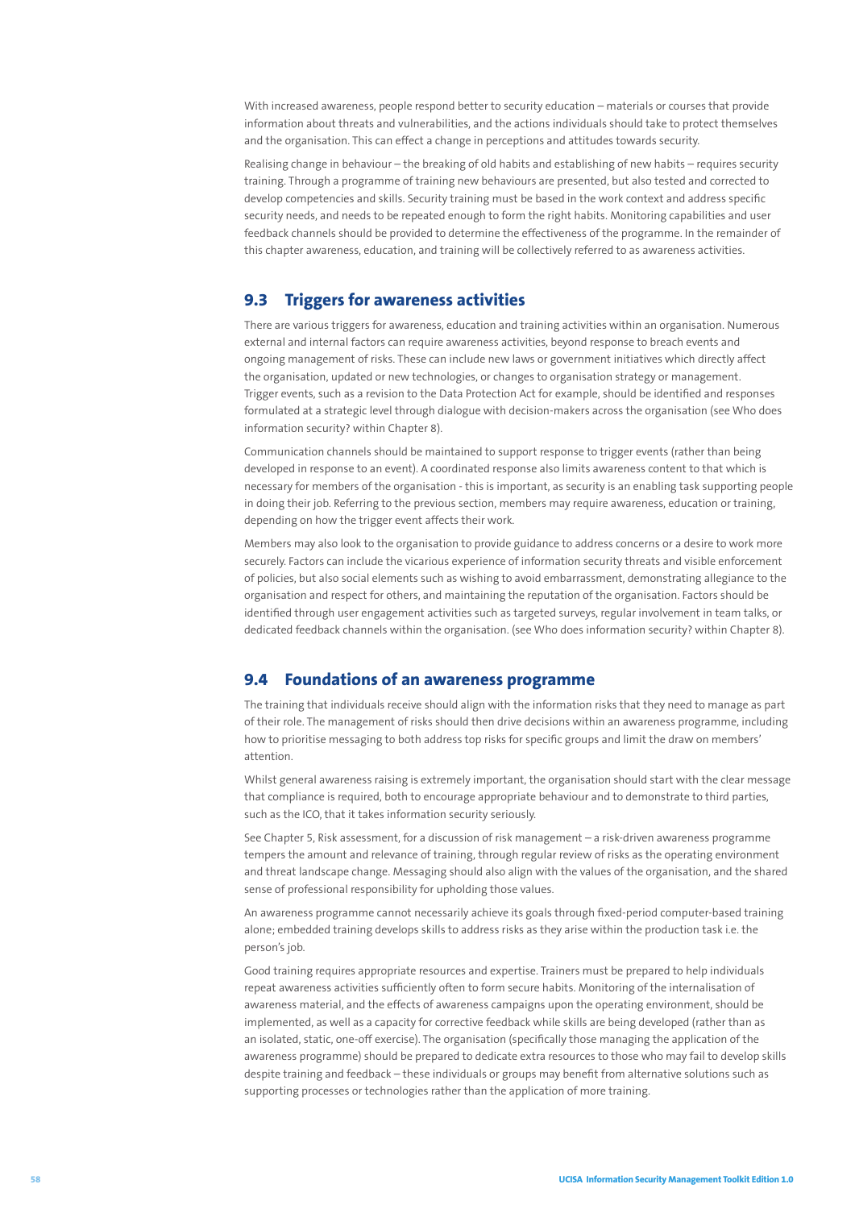With increased awareness, people respond better to security education – materials or courses that provide information about threats and vulnerabilities, and the actions individuals should take to protect themselves and the organisation. This can effect a change in perceptions and attitudes towards security.

Realising change in behaviour – the breaking of old habits and establishing of new habits – requires security training. Through a programme of training new behaviours are presented, but also tested and corrected to develop competencies and skills. Security training must be based in the work context and address specific security needs, and needs to be repeated enough to form the right habits. Monitoring capabilities and user feedback channels should be provided to determine the effectiveness of the programme. In the remainder of this chapter awareness, education, and training will be collectively referred to as awareness activities.

## 9.3 Triggers for awareness activities

There are various triggers for awareness, education and training activities within an organisation. Numerous external and internal factors can require awareness activities, beyond response to breach events and ongoing management of risks. These can include new laws or government initiatives which directly affect the organisation, updated or new technologies, or changes to organisation strategy or management. Trigger events, such as a revision to the Data Protection Act for example, should be identified and responses formulated at a strategic level through dialogue with decision-makers across the organisation (see Who does information security? within Chapter 8).

Communication channels should be maintained to support response to trigger events (rather than being developed in response to an event). A coordinated response also limits awareness content to that which is necessary for members of the organisation - this is important, as security is an enabling task supporting people in doing their job. Referring to the previous section, members may require awareness, education or training, depending on how the trigger event affects their work.

Members may also look to the organisation to provide guidance to address concerns or a desire to work more securely. Factors can include the vicarious experience of information security threats and visible enforcement of policies, but also social elements such as wishing to avoid embarrassment, demonstrating allegiance to the organisation and respect for others, and maintaining the reputation of the organisation. Factors should be identified through user engagement activities such as targeted surveys, regular involvement in team talks, or dedicated feedback channels within the organisation. (see Who does information security? within Chapter 8).

## 9.4 Foundations of an awareness programme

The training that individuals receive should align with the information risks that they need to manage as part of their role. The management of risks should then drive decisions within an awareness programme, including how to prioritise messaging to both address top risks for specific groups and limit the draw on members' attention.

Whilst general awareness raising is extremely important, the organisation should start with the clear message that compliance is required, both to encourage appropriate behaviour and to demonstrate to third parties, such as the ICO, that it takes information security seriously.

See Chapter 5, Risk assessment, for a discussion of risk management – a risk-driven awareness programme tempers the amount and relevance of training, through regular review of risks as the operating environment and threat landscape change. Messaging should also align with the values of the organisation, and the shared sense of professional responsibility for upholding those values.

An awareness programme cannot necessarily achieve its goals through fixed-period computer-based training alone; embedded training develops skills to address risks as they arise within the production task i.e. the person's job.

Good training requires appropriate resources and expertise. Trainers must be prepared to help individuals repeat awareness activities sufficiently often to form secure habits. Monitoring of the internalisation of awareness material, and the effects of awareness campaigns upon the operating environment, should be implemented, as well as a capacity for corrective feedback while skills are being developed (rather than as an isolated, static, one-off exercise). The organisation (specifically those managing the application of the awareness programme) should be prepared to dedicate extra resources to those who may fail to develop skills despite training and feedback – these individuals or groups may benefit from alternative solutions such as supporting processes or technologies rather than the application of more training.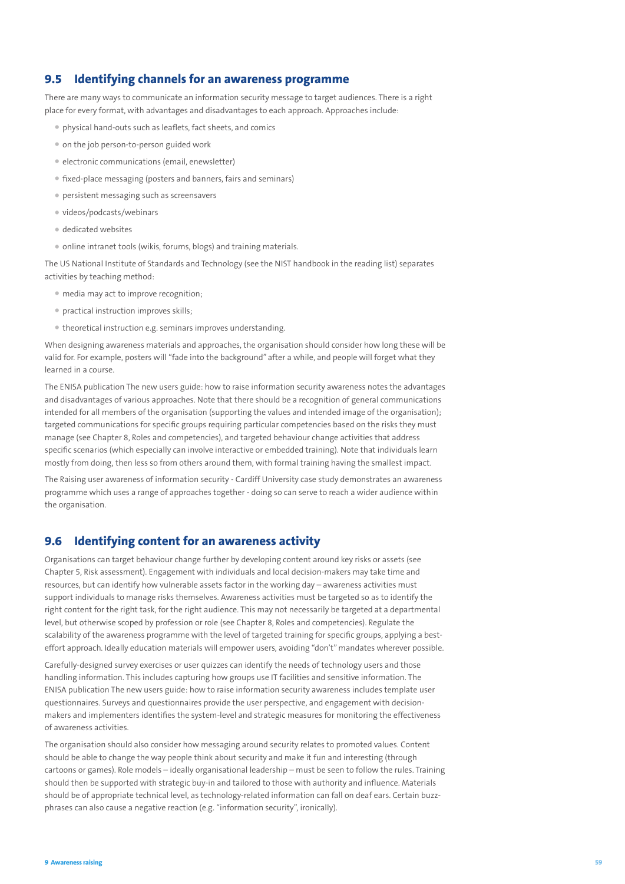## 9.5 Identifying channels for an awareness programme

There are many ways to communicate an information security message to target audiences. There is a right place for every format, with advantages and disadvantages to each approach. Approaches include:

- physical hand-outs such as leaflets, fact sheets, and comics
- on the job person-to-person guided work
- electronic communications (email, enewsletter)
- fixed-place messaging (posters and banners, fairs and seminars)
- persistent messaging such as screensavers
- videos/podcasts/webinars
- dedicated websites
- online intranet tools (wikis, forums, blogs) and training materials.

The US National Institute of Standards and Technology (see the NIST handbook in the reading list) separates activities by teaching method:

- media may act to improve recognition;
- practical instruction improves skills;
- theoretical instruction e.g. seminars improves understanding.

When designing awareness materials and approaches, the organisation should consider how long these will be valid for. For example, posters will "fade into the background" after a while, and people will forget what they learned in a course.

The ENISA publication The new users guide: how to raise information security awareness notes the advantages and disadvantages of various approaches. Note that there should be a recognition of general communications intended for all members of the organisation (supporting the values and intended image of the organisation); targeted communications for specific groups requiring particular competencies based on the risks they must manage (see Chapter 8, Roles and competencies), and targeted behaviour change activities that address specific scenarios (which especially can involve interactive or embedded training). Note that individuals learn mostly from doing, then less so from others around them, with formal training having the smallest impact.

The Raising user awareness of information security - Cardiff University case study demonstrates an awareness programme which uses a range of approaches together - doing so can serve to reach a wider audience within the organisation.

## 9.6 Identifying content for an awareness activity

Organisations can target behaviour change further by developing content around key risks or assets (see Chapter 5, Risk assessment). Engagement with individuals and local decision-makers may take time and resources, but can identify how vulnerable assets factor in the working day – awareness activities must support individuals to manage risks themselves. Awareness activities must be targeted so as to identify the right content for the right task, for the right audience. This may not necessarily be targeted at a departmental level, but otherwise scoped by profession or role (see Chapter 8, Roles and competencies). Regulate the scalability of the awareness programme with the level of targeted training for specific groups, applying a best-effort approach. Ideally education materials will empower users, avoiding "don't" mandates wherever possible.

Carefully-designed survey exercises or user quizzes can identify the needs of technology users and those handling information. This includes capturing how groups use IT facilities and sensitive information. The ENISA publication The new users guide: how to raise information security awareness includes template user questionnaires. Surveys and questionnaires provide the user perspective, and engagement with decision-makers and implementers identifies the system-level and strategic measures for monitoring the effectiveness of awareness activities.

The organisation should also consider how messaging around security relates to promoted values. Content should be able to change the way people think about security and make it fun and interesting (through cartoons or games). Role models – ideally organisational leadership – must be seen to follow the rules. Training should then be supported with strategic buy-in and tailored to those with authority and influence. Materials should be of appropriate technical level, as technology-related information can fall on deaf ears. Certain buzz-phrases can also cause a negative reaction (e.g. "information security", ironically).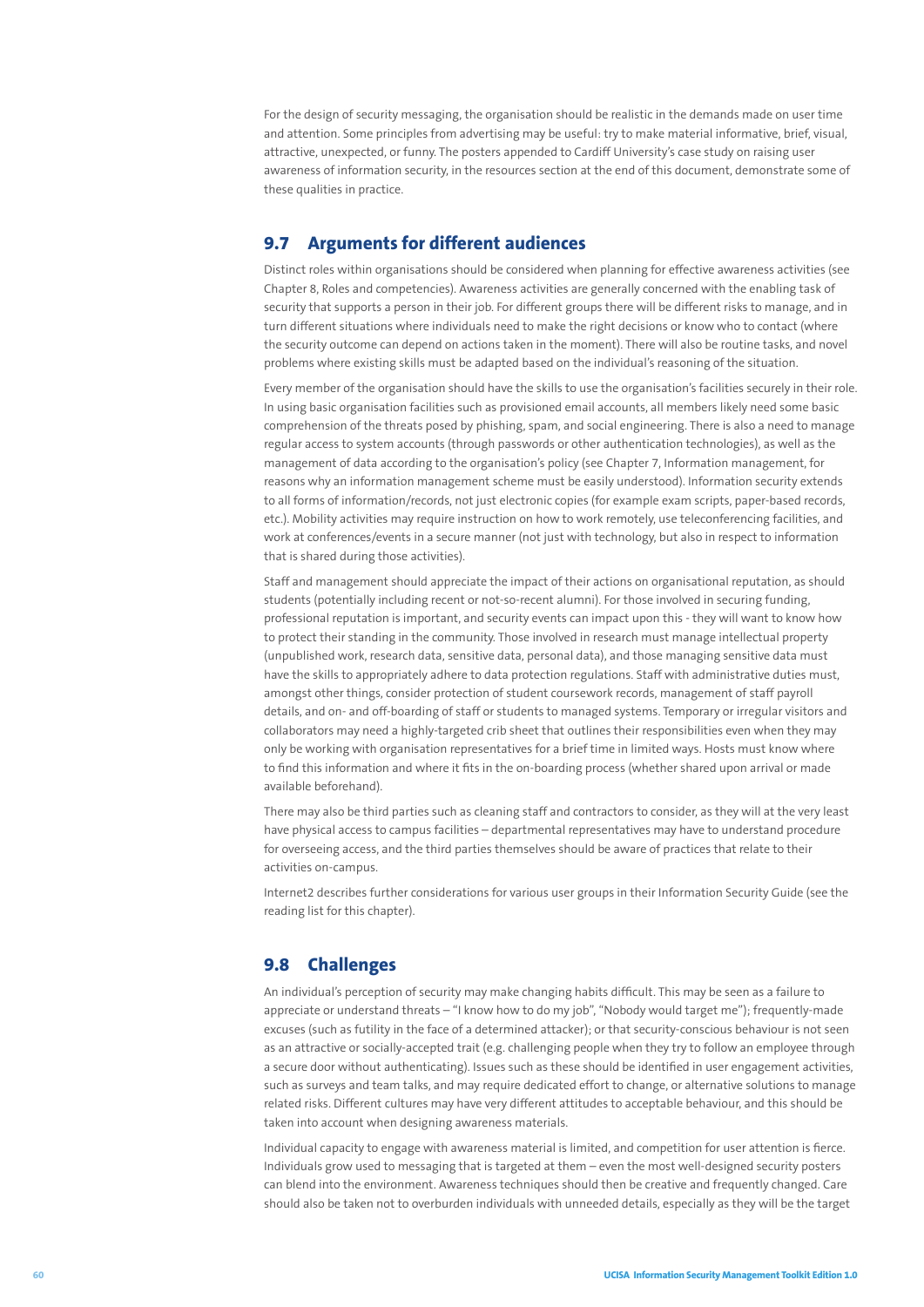For the design of security messaging, the organisation should be realistic in the demands made on user time and attention. Some principles from advertising may be useful: try to make material informative, brief, visual, attractive, unexpected, or funny. The posters appended to Cardiff University's case study on raising user awareness of information security, in the resources section at the end of this document, demonstrate some of these qualities in practice.

## 9.7 Arguments for different audiences

Distinct roles within organisations should be considered when planning for effective awareness activities (see Chapter 8, Roles and competencies). Awareness activities are generally concerned with the enabling task of security that supports a person in their job. For different groups there will be different risks to manage, and in turn different situations where individuals need to make the right decisions or know who to contact (where the security outcome can depend on actions taken in the moment). There will also be routine tasks, and novel problems where existing skills must be adapted based on the individual's reasoning of the situation.

Every member of the organisation should have the skills to use the organisation's facilities securely in their role. In using basic organisation facilities such as provisioned email accounts, all members likely need some basic comprehension of the threats posed by phishing, spam, and social engineering. There is also a need to manage regular access to system accounts (through passwords or other authentication technologies), as well as the management of data according to the organisation's policy (see Chapter 7, Information management, for reasons why an information management scheme must be easily understood). Information security extends to all forms of information/records, not just electronic copies (for example exam scripts, paper-based records, etc.). Mobility activities may require instruction on how to work remotely, use teleconferencing facilities, and work at conferences/events in a secure manner (not just with technology, but also in respect to information that is shared during those activities).

Staff and management should appreciate the impact of their actions on organisational reputation, as should students (potentially including recent or not-so-recent alumni). For those involved in securing funding, professional reputation is important, and security events can impact upon this - they will want to know how to protect their standing in the community. Those involved in research must manage intellectual property (unpublished work, research data, sensitive data, personal data), and those managing sensitive data must have the skills to appropriately adhere to data protection regulations. Staff with administrative duties must, amongst other things, consider protection of student coursework records, management of staff payroll details, and on- and off-boarding of staff or students to managed systems. Temporary or irregular visitors and collaborators may need a highly-targeted crib sheet that outlines their responsibilities even when they may only be working with organisation representatives for a brief time in limited ways. Hosts must know where to find this information and where it fits in the on-boarding process (whether shared upon arrival or made available beforehand).

There may also be third parties such as cleaning staff and contractors to consider, as they will at the very least have physical access to campus facilities – departmental representatives may have to understand procedure for overseeing access, and the third parties themselves should be aware of practices that relate to their activities on-campus.

Internet2 describes further considerations for various user groups in their Information Security Guide (see the reading list for this chapter).

## 9.8 Challenges

An individual's perception of security may make changing habits difficult. This may be seen as a failure to appreciate or understand threats – "I know how to do my job", "Nobody would target me"); frequently-made excuses (such as futility in the face of a determined attacker); or that security-conscious behaviour is not seen as an attractive or socially-accepted trait (e.g. challenging people when they try to follow an employee through a secure door without authenticating). Issues such as these should be identified in user engagement activities, such as surveys and team talks, and may require dedicated effort to change, or alternative solutions to manage related risks. Different cultures may have very different attitudes to acceptable behaviour, and this should be taken into account when designing awareness materials.

Individual capacity to engage with awareness material is limited, and competition for user attention is fierce. Individuals grow used to messaging that is targeted at them – even the most well-designed security posters can blend into the environment. Awareness techniques should then be creative and frequently changed. Care should also be taken not to overburden individuals with unneeded details, especially as they will be the target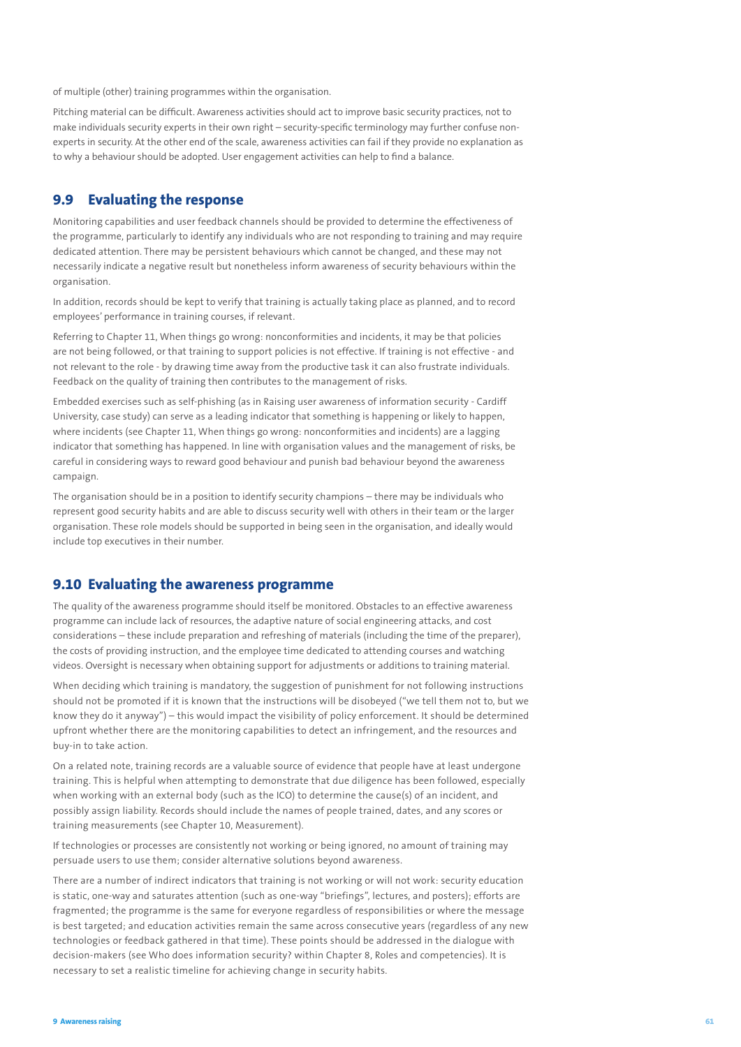of multiple (other) training programmes within the organisation.

Pitching material can be difficult. Awareness activities should act to improve basic security practices, not to make individuals security experts in their own right – security-specific terminology may further confuse non-experts in security. At the other end of the scale, awareness activities can fail if they provide no explanation as to why a behaviour should be adopted. User engagement activities can help to find a balance.

## 9.9 Evaluating the response

Monitoring capabilities and user feedback channels should be provided to determine the effectiveness of the programme, particularly to identify any individuals who are not responding to training and may require dedicated attention. There may be persistent behaviours which cannot be changed, and these may not necessarily indicate a negative result but nonetheless inform awareness of security behaviours within the organisation.

In addition, records should be kept to verify that training is actually taking place as planned, and to record employees' performance in training courses, if relevant.

Referring to Chapter 11, When things go wrong: nonconformities and incidents, it may be that policies are not being followed, or that training to support policies is not effective. If training is not effective - and not relevant to the role - by drawing time away from the productive task it can also frustrate individuals. Feedback on the quality of training then contributes to the management of risks.

Embedded exercises such as self-phishing (as in Raising user awareness of information security - Cardiff University, case study) can serve as a leading indicator that something is happening or likely to happen, where incidents (see Chapter 11, When things go wrong: nonconformities and incidents) are a lagging indicator that something has happened. In line with organisation values and the management of risks, be careful in considering ways to reward good behaviour and punish bad behaviour beyond the awareness campaign.

The organisation should be in a position to identify security champions – there may be individuals who represent good security habits and are able to discuss security well with others in their team or the larger organisation. These role models should be supported in being seen in the organisation, and ideally would include top executives in their number.

## 9.10 Evaluating the awareness programme

The quality of the awareness programme should itself be monitored. Obstacles to an effective awareness programme can include lack of resources, the adaptive nature of social engineering attacks, and cost considerations – these include preparation and refreshing of materials (including the time of the preparer), the costs of providing instruction, and the employee time dedicated to attending courses and watching videos. Oversight is necessary when obtaining support for adjustments or additions to training material.

When deciding which training is mandatory, the suggestion of punishment for not following instructions should not be promoted if it is known that the instructions will be disobeyed ("we tell them not to, but we know they do it anyway") – this would impact the visibility of policy enforcement. It should be determined upfront whether there are the monitoring capabilities to detect an infringement, and the resources and buy-in to take action.

On a related note, training records are a valuable source of evidence that people have at least undergone training. This is helpful when attempting to demonstrate that due diligence has been followed, especially when working with an external body (such as the ICO) to determine the cause(s) of an incident, and possibly assign liability. Records should include the names of people trained, dates, and any scores or training measurements (see Chapter 10, Measurement).

If technologies or processes are consistently not working or being ignored, no amount of training may persuade users to use them; consider alternative solutions beyond awareness.

There are a number of indirect indicators that training is not working or will not work: security education is static, one-way and saturates attention (such as one-way "briefings", lectures, and posters); efforts are fragmented; the programme is the same for everyone regardless of responsibilities or where the message is best targeted; and education activities remain the same across consecutive years (regardless of any new technologies or feedback gathered in that time). These points should be addressed in the dialogue with decision-makers (see Who does information security? within Chapter 8, Roles and competencies). It is necessary to set a realistic timeline for achieving change in security habits.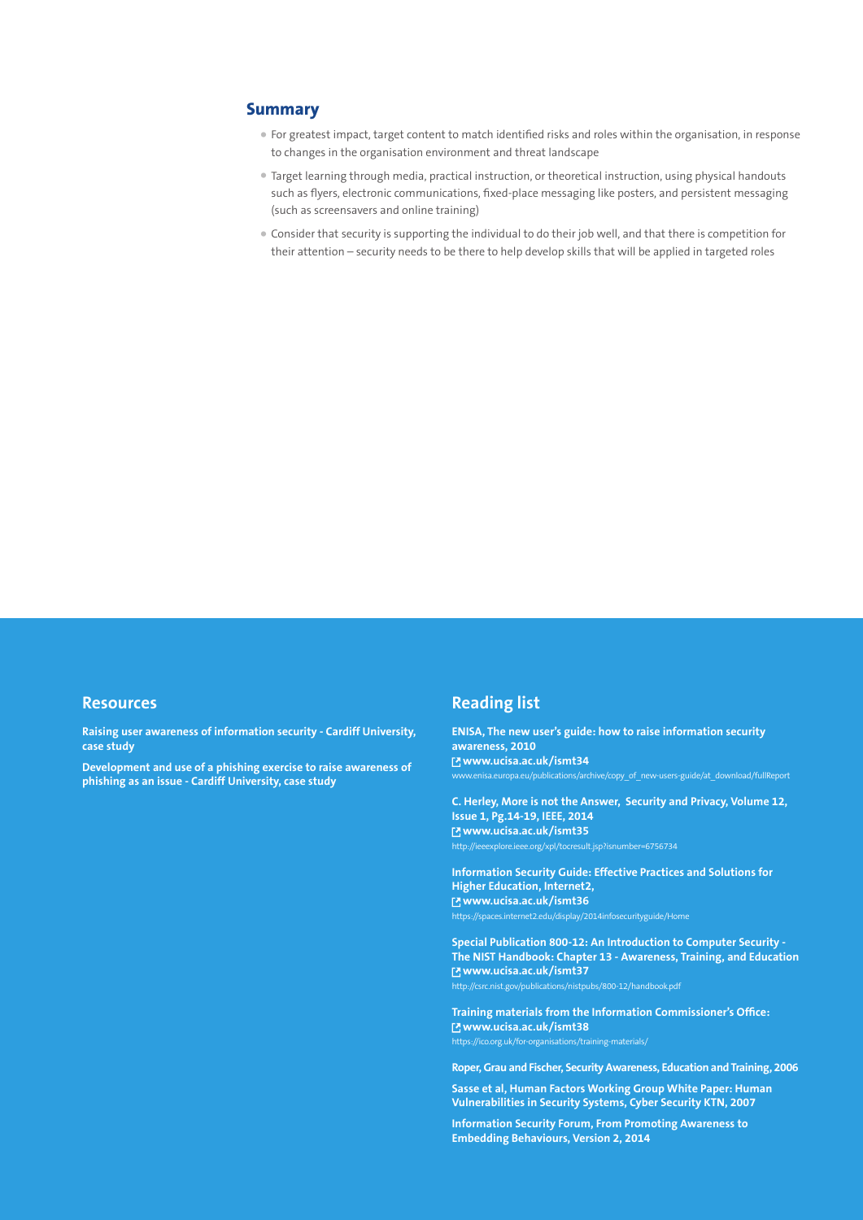## Summary

- For greatest impact, target content to match identified risks and roles within the organisation, in response to changes in the organisation environment and threat landscape
- Target learning through media, practical instruction, or theoretical instruction, using physical handouts such as flyers, electronic communications, fixed-place messaging like posters, and persistent messaging (such as screensavers and online training)
- Consider that security is supporting the individual to do their job well, and that there is competition for their attention – security needs to be there to help develop skills that will be applied in targeted roles

## Resources

**Raising user awareness of information security - Cardiff University, case study**

**Development and use of a phishing exercise to raise awareness of phishing as an issue - Cardiff University, case study**

## Reading list

**ENISA, The new user's guide: how to raise information security awareness, 2010**
**www.ucisa.ac.uk/ismt34**
www.enisa.europa.eu/publications/archive/copy_of_new-users-guide/at_download/fullReport

**C. Herley, More is not the Answer, Security and Privacy, Volume 12, Issue 1, Pg.14-19, IEEE, 2014**
**www.ucisa.ac.uk/ismt35**
http://ieeexplore.ieee.org/xpl/tocresult.jsp?isnumber=6756734

**Information Security Guide: Effective Practices and Solutions for Higher Education, Internet2,**
**www.ucisa.ac.uk/ismt36**
https://spaces.internet2.edu/display/2014infosecurityguide/Home

**Special Publication 800-12: An Introduction to Computer Security - The NIST Handbook: Chapter 13 - Awareness, Training, and Education**
**www.ucisa.ac.uk/ismt37**
http://csrc.nist.gov/publications/nistpubs/800-12/handbook.pdf

**Training materials from the Information Commissioner's Office:**
**www.ucisa.ac.uk/ismt38**
https://ico.org.uk/for-organisations/training-materials/

**Roper, Grau and Fischer, Security Awareness, Education and Training, 2006**

**Sasse et al, Human Factors Working Group White Paper: Human Vulnerabilities in Security Systems, Cyber Security KTN, 2007**

**Information Security Forum, From Promoting Awareness to Embedding Behaviours, Version 2, 2014**